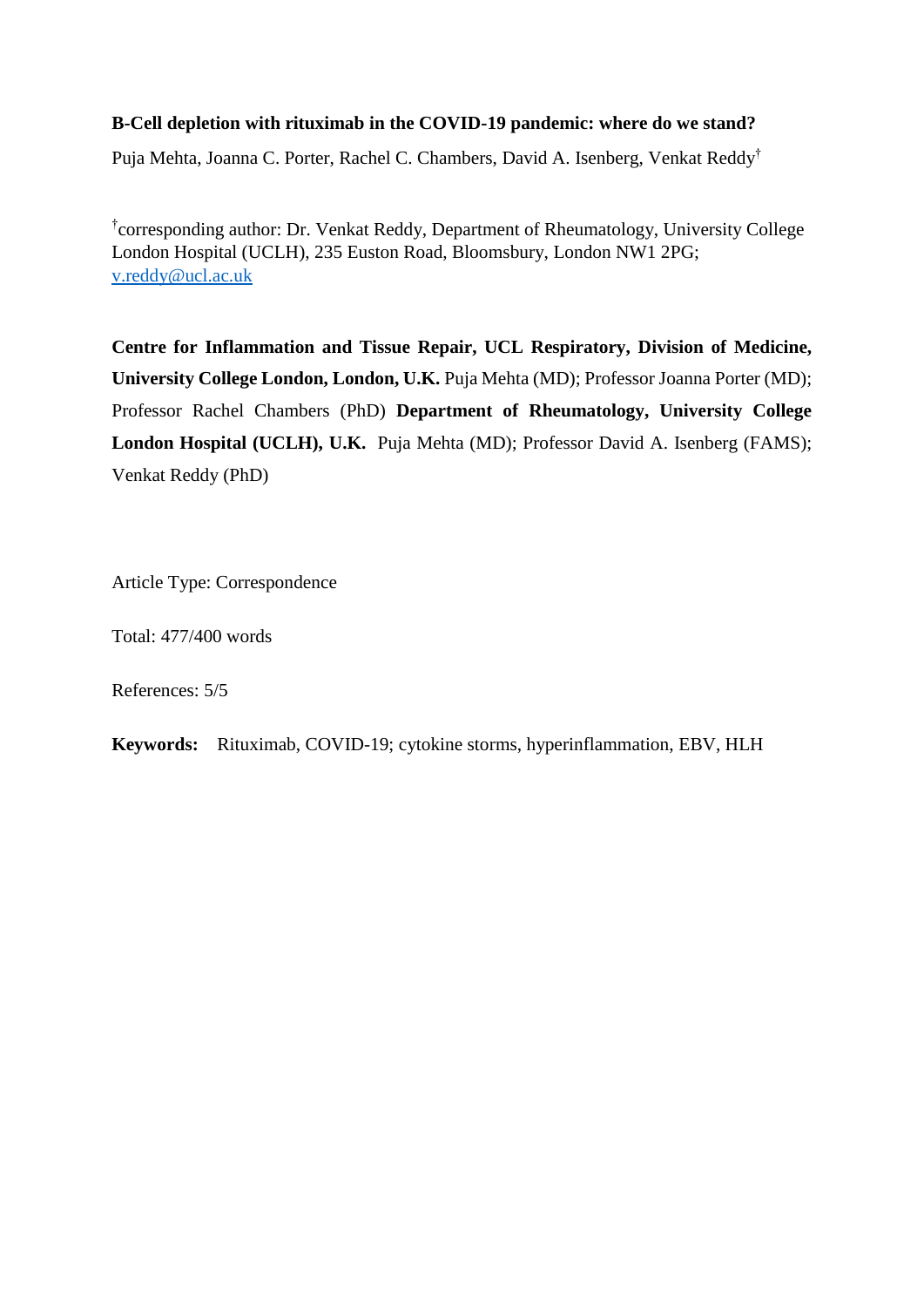**B-Cell depletion with rituximab in the COVID-19 pandemic: where do we stand?**

Puja Mehta, Joanna C. Porter, Rachel C. Chambers, David A. Isenberg, Venkat Reddy[†]

[†]corresponding author: Dr. Venkat Reddy, Department of Rheumatology, University College London Hospital (UCLH), 235 Euston Road, Bloomsbury, London NW1 2PG; v.reddy@ucl.ac.uk

**Centre for Inflammation and Tissue Repair, UCL Respiratory, Division of Medicine, University College London, London, U.K.** Puja Mehta (MD); Professor Joanna Porter (MD); Professor Rachel Chambers (PhD) **Department of Rheumatology, University College London Hospital (UCLH), U.K.** Puja Mehta (MD); Professor David A. Isenberg (FAMS); Venkat Reddy (PhD)

Article Type: Correspondence

Total: 477/400 words

References: 5/5

**Keywords:** Rituximab, COVID-19; cytokine storms, hyperinflammation, EBV, HLH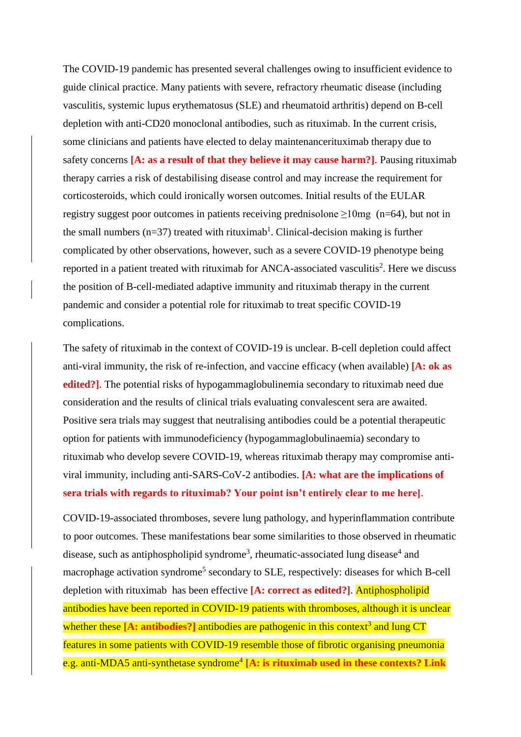The COVID-19 pandemic has presented several challenges owing to insufficient evidence to guide clinical practice. Many patients with severe, refractory rheumatic disease (including vasculitis, systemic lupus erythematosus (SLE) and rheumatoid arthritis) depend on B-cell depletion with anti-CD20 monoclonal antibodies, such as rituximab. In the current crisis, some clinicians and patients have elected to delay maintenancerituximab therapy due to safety concerns **[A: as a result of that they believe it may cause harm?]**. Pausing rituximab therapy carries a risk of destabilising disease control and may increase the requirement for corticosteroids, which could ironically worsen outcomes. Initial results of the EULAR registry suggest poor outcomes in patients receiving prednisolone ≥10mg (n=64), but not in the small numbers (n=37) treated with rituximab[1]. Clinical-decision making is further complicated by other observations, however, such as a severe COVID-19 phenotype being reported in a patient treated with rituximab for ANCA-associated vasculitis[2]. Here we discuss the position of B-cell-mediated adaptive immunity and rituximab therapy in the current pandemic and consider a potential role for rituximab to treat specific COVID-19 complications.

The safety of rituximab in the context of COVID-19 is unclear. B-cell depletion could affect anti-viral immunity, the risk of re-infection, and vaccine efficacy (when available) **[A: ok as edited?]**. The potential risks of hypogammaglobulinemia secondary to rituximab need due consideration and the results of clinical trials evaluating convalescent sera are awaited. Positive sera trials may suggest that neutralising antibodies could be a potential therapeutic option for patients with immunodeficiency (hypogammaglobulinaemia) secondary to rituximab who develop severe COVID-19, whereas rituximab therapy may compromise anti-viral immunity, including anti-SARS-CoV-2 antibodies. **[A: what are the implications of sera trials with regards to rituximab? Your point isn't entirely clear to me here]**.

COVID-19-associated thromboses, severe lung pathology, and hyperinflammation contribute to poor outcomes. These manifestations bear some similarities to those observed in rheumatic disease, such as antiphospholipid syndrome[3], rheumatic-associated lung disease[4] and macrophage activation syndrome[5] secondary to SLE, respectively: diseases for which B-cell depletion with rituximab has been effective **[A: correct as edited?]**. Antiphospholipid antibodies have been reported in COVID-19 patients with thromboses, although it is unclear whether these **[A: antibodies?]** antibodies are pathogenic in this context[3] and lung CT features in some patients with COVID-19 resemble those of fibrotic organising pneumonia e.g. anti-MDA5 anti-synthetase syndrome[4] **[A: is rituximab used in these contexts? Link**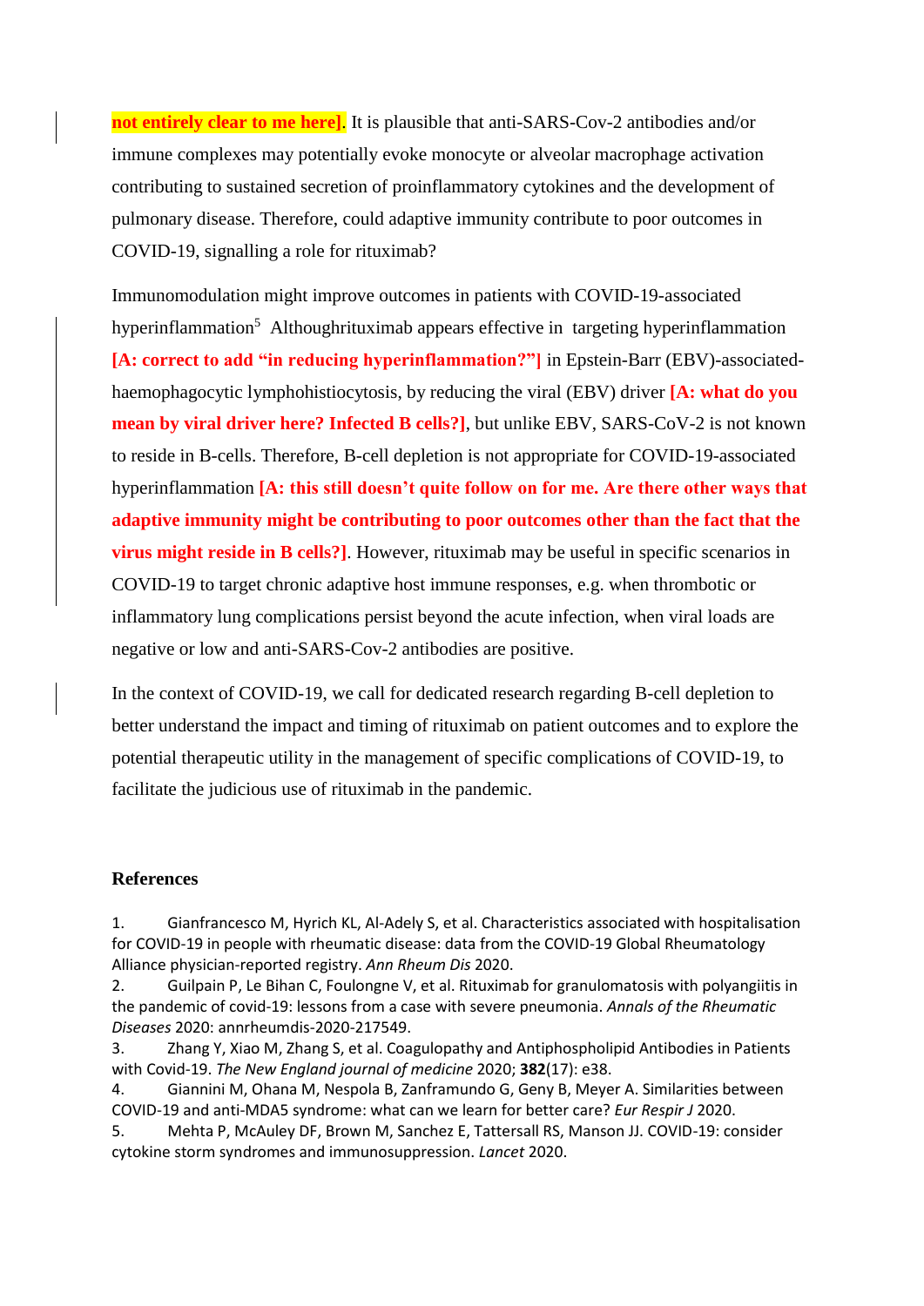not entirely clear to me here]. It is plausible that anti-SARS-Cov-2 antibodies and/or immune complexes may potentially evoke monocyte or alveolar macrophage activation contributing to sustained secretion of proinflammatory cytokines and the development of pulmonary disease. Therefore, could adaptive immunity contribute to poor outcomes in COVID-19, signalling a role for rituximab?

Immunomodulation might improve outcomes in patients with COVID-19-associated hyperinflammation[5] Althoughrituximab appears effective in targeting hyperinflammation **[A: correct to add "in reducing hyperinflammation?"]** in Epstein-Barr (EBV)-associated-haemophagocytic lymphohistiocytosis, by reducing the viral (EBV) driver **[A: what do you mean by viral driver here? Infected B cells?]**, but unlike EBV, SARS-CoV-2 is not known to reside in B-cells. Therefore, B-cell depletion is not appropriate for COVID-19-associated hyperinflammation **[A: this still doesn't quite follow on for me. Are there other ways that adaptive immunity might be contributing to poor outcomes other than the fact that the virus might reside in B cells?]**. However, rituximab may be useful in specific scenarios in COVID-19 to target chronic adaptive host immune responses, e.g. when thrombotic or inflammatory lung complications persist beyond the acute infection, when viral loads are negative or low and anti-SARS-Cov-2 antibodies are positive.

In the context of COVID-19, we call for dedicated research regarding B-cell depletion to better understand the impact and timing of rituximab on patient outcomes and to explore the potential therapeutic utility in the management of specific complications of COVID-19, to facilitate the judicious use of rituximab in the pandemic.

## References

1. Gianfrancesco M, Hyrich KL, Al-Adely S, et al. Characteristics associated with hospitalisation for COVID-19 in people with rheumatic disease: data from the COVID-19 Global Rheumatology Alliance physician-reported registry. *Ann Rheum Dis* 2020.
2. Guilpain P, Le Bihan C, Foulongne V, et al. Rituximab for granulomatosis with polyangiitis in the pandemic of covid-19: lessons from a case with severe pneumonia. *Annals of the Rheumatic Diseases* 2020: annrheumdis-2020-217549.
3. Zhang Y, Xiao M, Zhang S, et al. Coagulopathy and Antiphospholipid Antibodies in Patients with Covid-19. *The New England journal of medicine* 2020; **382**(17): e38.
4. Giannini M, Ohana M, Nespola B, Zanframundo G, Geny B, Meyer A. Similarities between COVID-19 and anti-MDA5 syndrome: what can we learn for better care? *Eur Respir J* 2020.
5. Mehta P, McAuley DF, Brown M, Sanchez E, Tattersall RS, Manson JJ. COVID-19: consider cytokine storm syndromes and immunosuppression. *Lancet* 2020.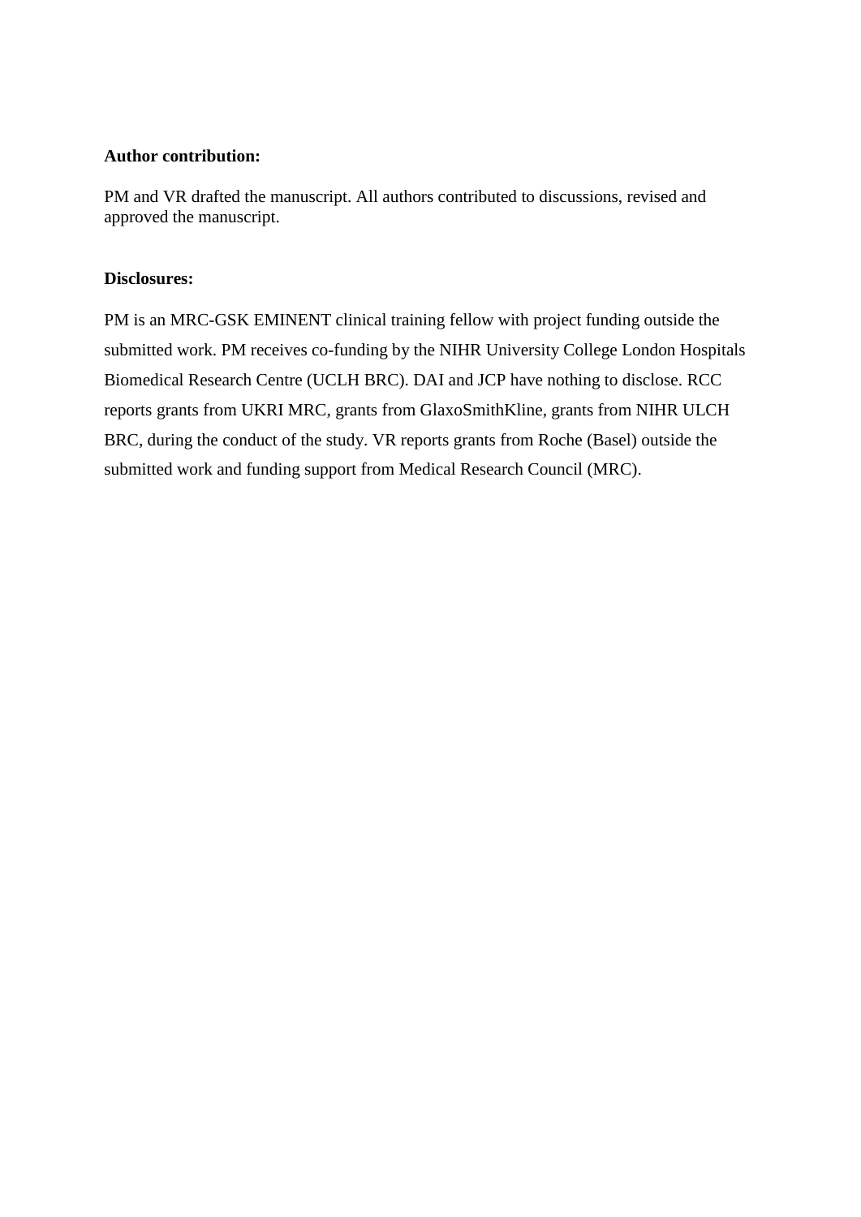**Author contribution:**

PM and VR drafted the manuscript. All authors contributed to discussions, revised and approved the manuscript.

**Disclosures:**

PM is an MRC-GSK EMINENT clinical training fellow with project funding outside the submitted work. PM receives co-funding by the NIHR University College London Hospitals Biomedical Research Centre (UCLH BRC). DAI and JCP have nothing to disclose. RCC reports grants from UKRI MRC, grants from GlaxoSmithKline, grants from NIHR ULCH BRC, during the conduct of the study. VR reports grants from Roche (Basel) outside the submitted work and funding support from Medical Research Council (MRC).